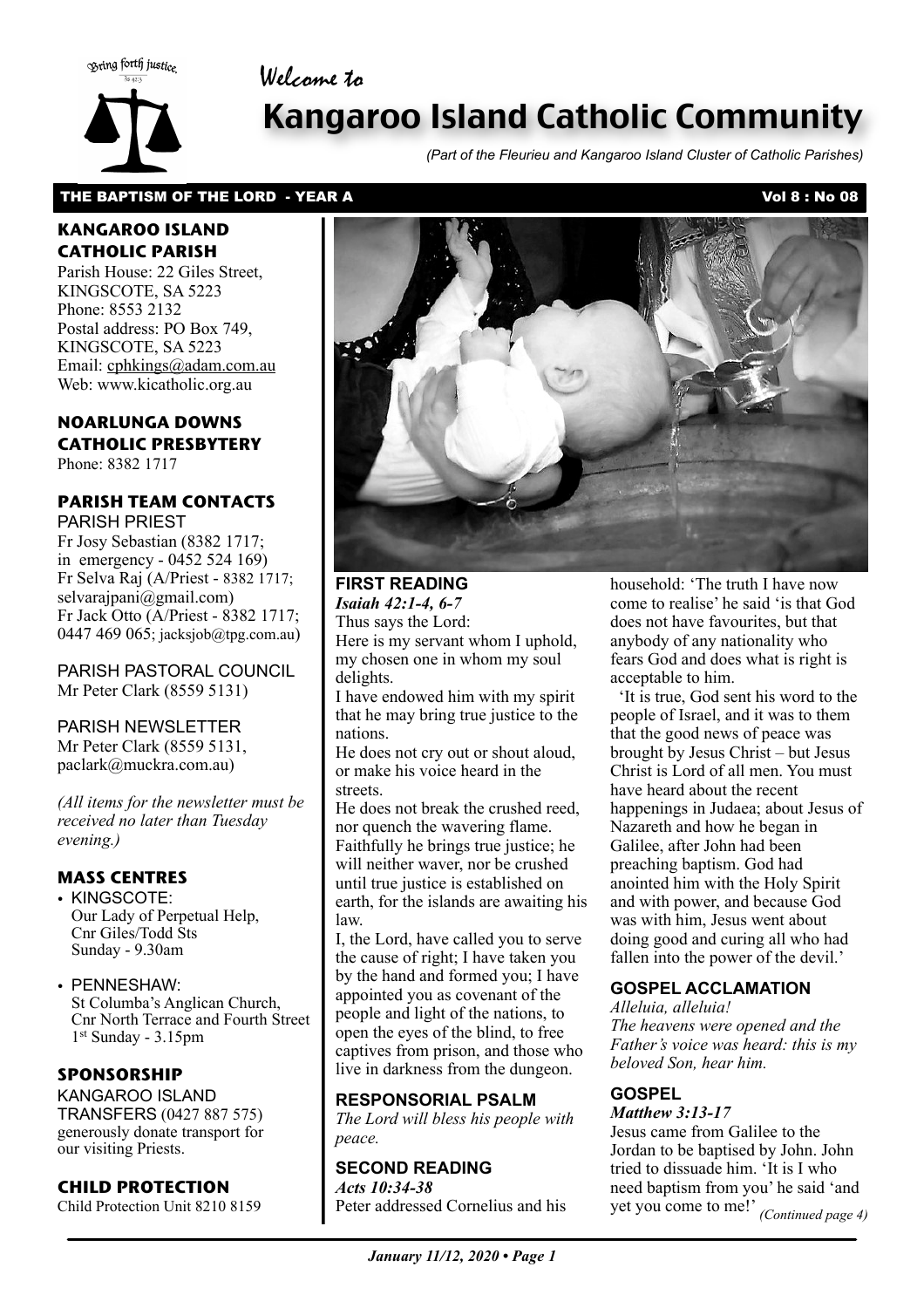Welcome to

# Kangaroo Island Catholic Community

*(Part of the Fleurieu and Kangaroo Island Cluster of Catholic Parishes)*

**THE BAPTISM OF THE LORD - YEAR A** **Vol 8 : No 08**

## KANGAROO ISLAND CATHOLIC PARISH

Parish House: 22 Giles Street, KINGSCOTE, SA 5223
Phone: 8553 2132
Postal address: PO Box 749, KINGSCOTE, SA 5223
Email: cphkings@adam.com.au
Web: www.kicatholic.org.au

## NOARLUNGA DOWNS CATHOLIC PRESBYTERY

Phone: 8382 1717

## PARISH TEAM CONTACTS

PARISH PRIEST
Fr Josy Sebastian (8382 1717; in emergency - 0452 524 169)
Fr Selva Raj (A/Priest - 8382 1717; selvarajpani@gmail.com)
Fr Jack Otto (A/Priest - 8382 1717; 0447 469 065; jacksjob@tpg.com.au)

PARISH PASTORAL COUNCIL
Mr Peter Clark (8559 5131)

PARISH NEWSLETTER
Mr Peter Clark (8559 5131, paclark@muckra.com.au)

*(All items for the newsletter must be received no later than Tuesday evening.)*

## MASS CENTRES

- KINGSCOTE: Our Lady of Perpetual Help, Cnr Giles/Todd Sts Sunday - 9.30am
- PENNESHAW: St Columba's Anglican Church, Cnr North Terrace and Fourth Street 1st Sunday - 3.15pm

## SPONSORSHIP

KANGAROO ISLAND TRANSFERS (0427 887 575) generously donate transport for our visiting Priests.

## CHILD PROTECTION

Child Protection Unit 8210 8159

### FIRST READING

***Isaiah 42:1-4, 6-7***

Thus says the Lord:
Here is my servant whom I uphold, my chosen one in whom my soul delights.
I have endowed him with my spirit that he may bring true justice to the nations.
He does not cry out or shout aloud, or make his voice heard in the streets.
He does not break the crushed reed, nor quench the wavering flame.
Faithfully he brings true justice; he will neither waver, nor be crushed until true justice is established on earth, for the islands are awaiting his law.
I, the Lord, have called you to serve the cause of right; I have taken you by the hand and formed you; I have appointed you as covenant of the people and light of the nations, to open the eyes of the blind, to free captives from prison, and those who live in darkness from the dungeon.

### RESPONSORIAL PSALM

*The Lord will bless his people with peace.*

### SECOND READING

***Acts 10:34-38***

Peter addressed Cornelius and his household: 'The truth I have now come to realise' he said 'is that God does not have favourites, but that anybody of any nationality who fears God and does what is right is acceptable to him.

'It is true, God sent his word to the people of Israel, and it was to them that the good news of peace was brought by Jesus Christ – but Jesus Christ is Lord of all men. You must have heard about the recent happenings in Judaea; about Jesus of Nazareth and how he began in Galilee, after John had been preaching baptism. God had anointed him with the Holy Spirit and with power, and because God was with him, Jesus went about doing good and curing all who had fallen into the power of the devil.'

### GOSPEL ACCLAMATION

*Alleluia, alleluia!*
*The heavens were opened and the Father's voice was heard: this is my beloved Son, hear him.*

### GOSPEL

***Matthew 3:13-17***

Jesus came from Galilee to the Jordan to be baptised by John. John tried to dissuade him. 'It is I who need baptism from you' he said 'and yet you come to me!' *(Continued page 4)*

*January 11/12, 2020*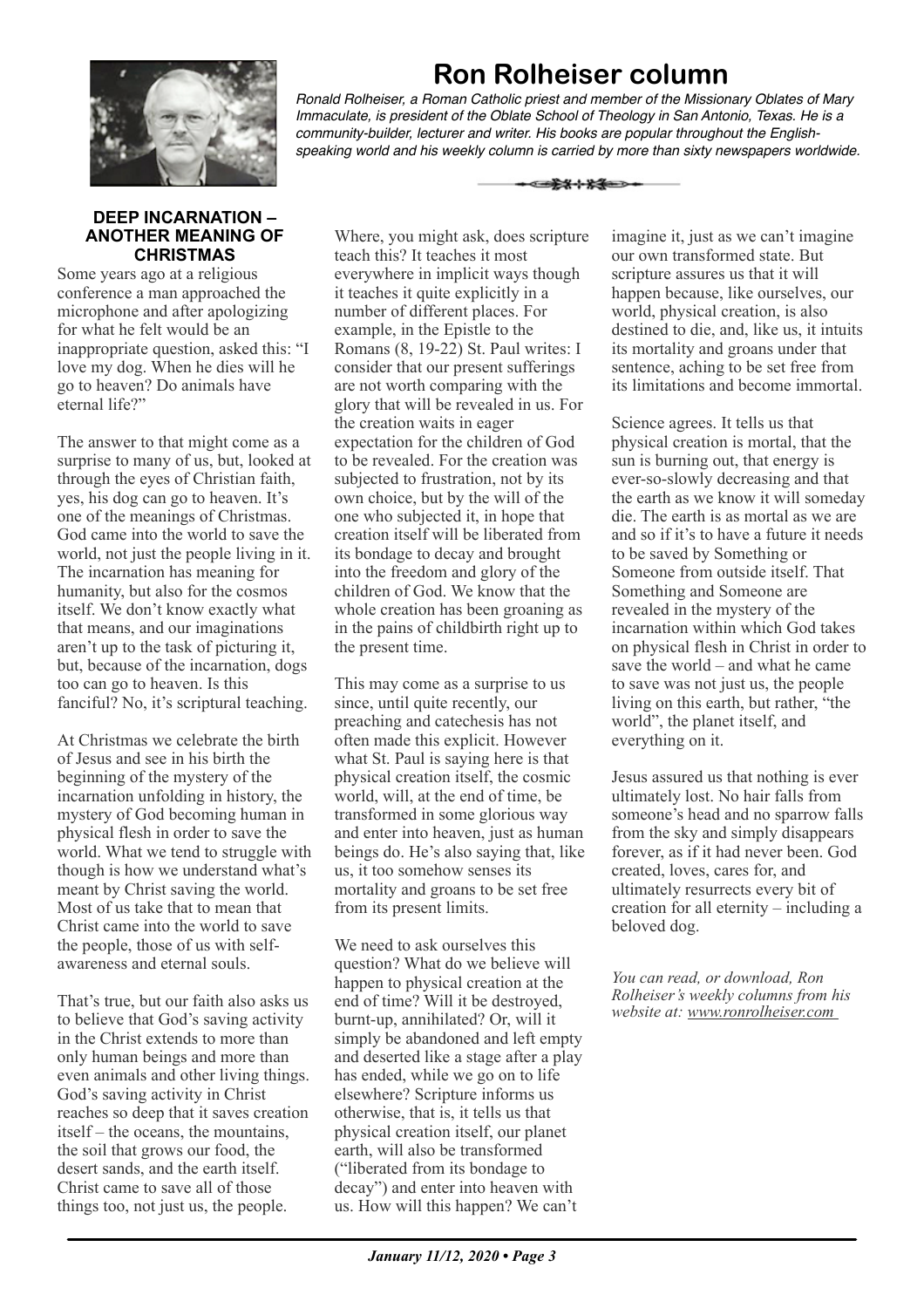# Ron Rolheiser column

*Ronald Rolheiser, a Roman Catholic priest and member of the Missionary Oblates of Mary Immaculate, is president of the Oblate School of Theology in San Antonio, Texas. He is a community-builder, lecturer and writer. His books are popular throughout the English-speaking world and his weekly column is carried by more than sixty newspapers worldwide.*

## DEEP INCARNATION – ANOTHER MEANING OF CHRISTMAS

Some years ago at a religious conference a man approached the microphone and after apologizing for what he felt would be an inappropriate question, asked this: "I love my dog. When he dies will he go to heaven? Do animals have eternal life?"

The answer to that might come as a surprise to many of us, but, looked at through the eyes of Christian faith, yes, his dog can go to heaven. It's one of the meanings of Christmas. God came into the world to save the world, not just the people living in it. The incarnation has meaning for humanity, but also for the cosmos itself. We don't know exactly what that means, and our imaginations aren't up to the task of picturing it, but, because of the incarnation, dogs too can go to heaven. Is this fanciful? No, it's scriptural teaching.

At Christmas we celebrate the birth of Jesus and see in his birth the beginning of the mystery of the incarnation unfolding in history, the mystery of God becoming human in physical flesh in order to save the world. What we tend to struggle with though is how we understand what's meant by Christ saving the world. Most of us take that to mean that Christ came into the world to save the people, those of us with self-awareness and eternal souls.

That's true, but our faith also asks us to believe that God's saving activity in the Christ extends to more than only human beings and more than even animals and other living things. God's saving activity in Christ reaches so deep that it saves creation itself – the oceans, the mountains, the soil that grows our food, the desert sands, and the earth itself. Christ came to save all of those things too, not just us, the people.

Where, you might ask, does scripture teach this? It teaches it most everywhere in implicit ways though it teaches it quite explicitly in a number of different places. For example, in the Epistle to the Romans (8, 19-22) St. Paul writes: I consider that our present sufferings are not worth comparing with the glory that will be revealed in us. For the creation waits in eager expectation for the children of God to be revealed. For the creation was subjected to frustration, not by its own choice, but by the will of the one who subjected it, in hope that creation itself will be liberated from its bondage to decay and brought into the freedom and glory of the children of God. We know that the whole creation has been groaning as in the pains of childbirth right up to the present time.

This may come as a surprise to us since, until quite recently, our preaching and catechesis has not often made this explicit. However what St. Paul is saying here is that physical creation itself, the cosmic world, will, at the end of time, be transformed in some glorious way and enter into heaven, just as human beings do. He's also saying that, like us, it too somehow senses its mortality and groans to be set free from its present limits.

We need to ask ourselves this question? What do we believe will happen to physical creation at the end of time? Will it be destroyed, burnt-up, annihilated? Or, will it simply be abandoned and left empty and deserted like a stage after a play has ended, while we go on to life elsewhere? Scripture informs us otherwise, that is, it tells us that physical creation itself, our planet earth, will also be transformed ("liberated from its bondage to decay") and enter into heaven with us. How will this happen? We can't imagine it, just as we can't imagine our own transformed state. But scripture assures us that it will happen because, like ourselves, our world, physical creation, is also destined to die, and, like us, it intuits its mortality and groans under that sentence, aching to be set free from its limitations and become immortal.

Science agrees. It tells us that physical creation is mortal, that the sun is burning out, that energy is ever-so-slowly decreasing and that the earth as we know it will someday die. The earth is as mortal as we are and so if it's to have a future it needs to be saved by Something or Someone from outside itself. That Something and Someone are revealed in the mystery of the incarnation within which God takes on physical flesh in Christ in order to save the world – and what he came to save was not just us, the people living on this earth, but rather, "the world", the planet itself, and everything on it.

Jesus assured us that nothing is ever ultimately lost. No hair falls from someone's head and no sparrow falls from the sky and simply disappears forever, as if it had never been. God created, loves, cares for, and ultimately resurrects every bit of creation for all eternity – including a beloved dog.

*You can read, or download, Ron Rolheiser's weekly columns from his website at: www.ronrolheiser.com*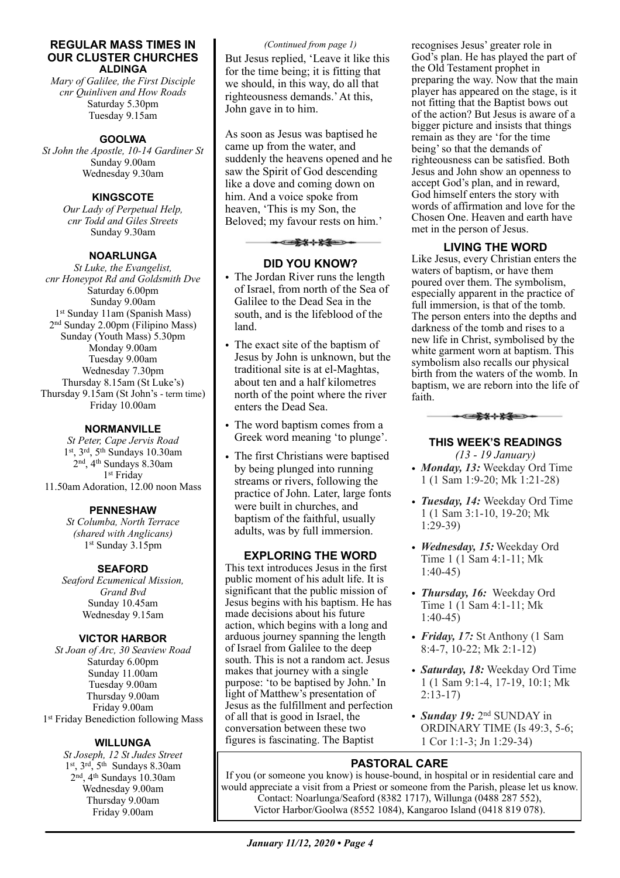## REGULAR MASS TIMES IN OUR CLUSTER CHURCHES

### ALDINGA

*Mary of Galilee, the First Disciple*
*cnr Quinliven and How Roads*
Saturday 5.30pm
Tuesday 9.15am

### GOOLWA

*St John the Apostle, 10-14 Gardiner St*
Sunday 9.00am
Wednesday 9.30am

### KINGSCOTE

*Our Lady of Perpetual Help,*
*cnr Todd and Giles Streets*
Sunday 9.30am

### NOARLUNGA

*St Luke, the Evangelist,*
*cnr Honeypot Rd and Goldsmith Dve*
Saturday 6.00pm
Sunday 9.00am
1st Sunday 11am (Spanish Mass)
2nd Sunday 2.00pm (Filipino Mass)
Sunday (Youth Mass) 5.30pm
Monday 9.00am
Tuesday 9.00am
Wednesday 7.30pm
Thursday 8.15am (St Luke's)
Thursday 9.15am (St John's - term time)
Friday 10.00am

### NORMANVILLE

*St Peter, Cape Jervis Road*
1st, 3rd, 5th Sundays 10.30am
2nd, 4th Sundays 8.30am
1st Friday
11.50am Adoration, 12.00 noon Mass

### PENNESHAW

*St Columba, North Terrace*
*(shared with Anglicans)*
1st Sunday 3.15pm

### SEAFORD

*Seaford Ecumenical Mission,*
*Grand Bvd*
Sunday 10.45am
Wednesday 9.15am

### VICTOR HARBOR

*St Joan of Arc, 30 Seaview Road*
Saturday 6.00pm
Sunday 11.00am
Tuesday 9.00am
Thursday 9.00am
Friday 9.00am
1st Friday Benediction following Mass

### WILLUNGA

*St Joseph, 12 St Judes Street*
1st, 3rd, 5th Sundays 8.30am
2nd, 4th Sundays 10.30am
Wednesday 9.00am
Thursday 9.00am
Friday 9.00am

*(Continued from page 1)*

But Jesus replied, 'Leave it like this for the time being; it is fitting that we should, in this way, do all that righteousness demands.' At this, John gave in to him.

As soon as Jesus was baptised he came up from the water, and suddenly the heavens opened and he saw the Spirit of God descending like a dove and coming down on him. And a voice spoke from heaven, 'This is my Son, the Beloved; my favour rests on him.'

## DID YOU KNOW?

- The Jordan River runs the length of Israel, from north of the Sea of Galilee to the Dead Sea in the south, and is the lifeblood of the land.
- The exact site of the baptism of Jesus by John is unknown, but the traditional site is at el-Maghtas, about ten and a half kilometres north of the point where the river enters the Dead Sea.
- The word baptism comes from a Greek word meaning 'to plunge'.
- The first Christians were baptised by being plunged into running streams or rivers, following the practice of John. Later, large fonts were built in churches, and baptism of the faithful, usually adults, was by full immersion.

## EXPLORING THE WORD

This text introduces Jesus in the first public moment of his adult life. It is significant that the public mission of Jesus begins with his baptism. He has made decisions about his future action, which begins with a long and arduous journey spanning the length of Israel from Galilee to the deep south. This is not a random act. Jesus makes that journey with a single purpose: 'to be baptised by John.' In light of Matthew's presentation of Jesus as the fulfillment and perfection of all that is good in Israel, the conversation between these two figures is fascinating. The Baptist recognises Jesus' greater role in God's plan. He has played the part of the Old Testament prophet in preparing the way. Now that the main player has appeared on the stage, is it not fitting that the Baptist bows out of the action? But Jesus is aware of a bigger picture and insists that things remain as they are 'for the time being' so that the demands of righteousness can be satisfied. Both Jesus and John show an openness to accept God's plan, and in reward, God himself enters the story with words of affirmation and love for the Chosen One. Heaven and earth have met in the person of Jesus.

## LIVING THE WORD

Like Jesus, every Christian enters the waters of baptism, or have them poured over them. The symbolism, especially apparent in the practice of full immersion, is that of the tomb. The person enters into the depths and darkness of the tomb and rises to a new life in Christ, symbolised by the white garment worn at baptism. This symbolism also recalls our physical birth from the waters of the womb. In baptism, we are reborn into the life of faith.

## THIS WEEK'S READINGS

*(13 - 19 January)*

- ***Monday, 13:*** Weekday Ord Time 1 (1 Sam 1:9-20; Mk 1:21-28)
- ***Tuesday, 14:*** Weekday Ord Time 1 (1 Sam 3:1-10, 19-20; Mk 1:29-39)
- ***Wednesday, 15:*** Weekday Ord Time 1 (1 Sam 4:1-11; Mk 1:40-45)
- ***Thursday, 16:*** Weekday Ord Time 1 (1 Sam 4:1-11; Mk 1:40-45)
- ***Friday, 17:*** St Anthony (1 Sam 8:4-7, 10-22; Mk 2:1-12)
- ***Saturday, 18:*** Weekday Ord Time 1 (1 Sam 9:1-4, 17-19, 10:1; Mk 2:13-17)
- ***Sunday 19:*** 2nd SUNDAY in ORDINARY TIME (Is 49:3, 5-6; 1 Cor 1:1-3; Jn 1:29-34)

## PASTORAL CARE

If you (or someone you know) is house-bound, in hospital or in residential care and would appreciate a visit from a Priest or someone from the Parish, please let us know. Contact: Noarlunga/Seaford (8382 1717), Willunga (0488 287 552), Victor Harbor/Goolwa (8552 1084), Kangaroo Island (0418 819 078).